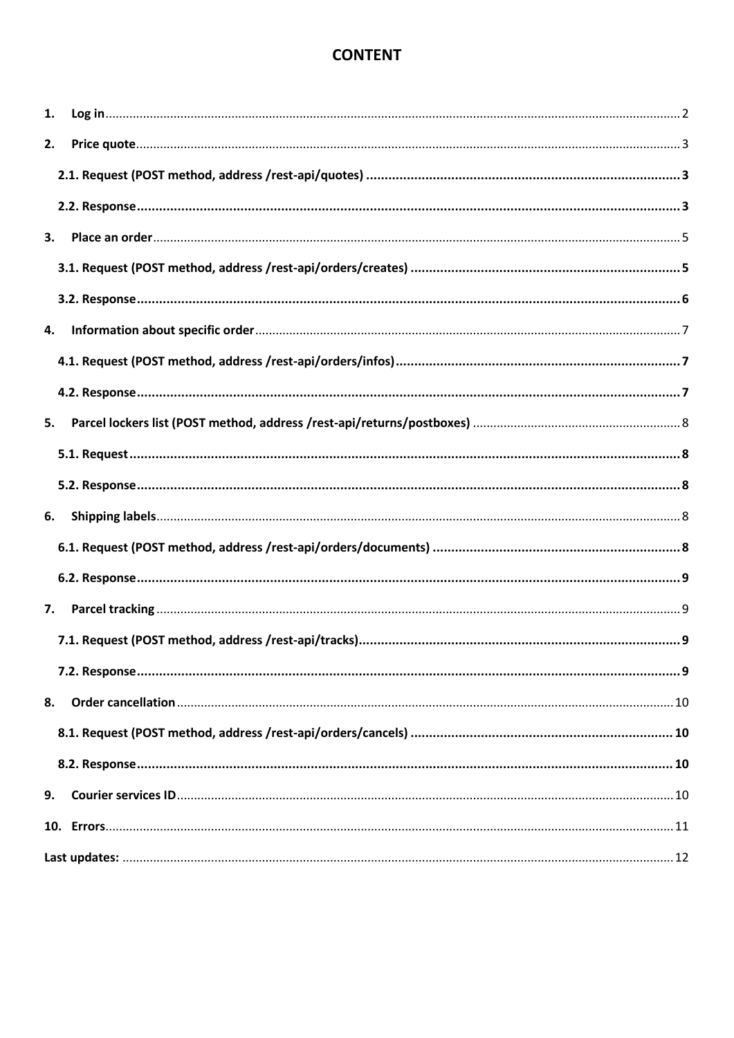# CONTENT

1. **Log in** ..... 2
2. **Price quote** ..... 3
   - **2.1. Request (POST method, address /rest-api/quotes)** ..... 3
   - **2.2. Response** ..... 3
3. **Place an order** ..... 5
   - **3.1. Request (POST method, address /rest-api/orders/creates)** ..... 5
   - **3.2. Response** ..... 6
4. **Information about specific order** ..... 7
   - **4.1. Request (POST method, address /rest-api/orders/infos)** ..... 7
   - **4.2. Response** ..... 7
5. **Parcel lockers list (POST method, address /rest-api/returns/postboxes)** ..... 8
   - **5.1. Request** ..... 8
   - **5.2. Response** ..... 8
6. **Shipping labels** ..... 8
   - **6.1. Request (POST method, address /rest-api/orders/documents)** ..... 8
   - **6.2. Response** ..... 9
7. **Parcel tracking** ..... 9
   - **7.1. Request (POST method, address /rest-api/tracks)** ..... 9
   - **7.2. Response** ..... 9
8. **Order cancellation** ..... 10
   - **8.1. Request (POST method, address /rest-api/orders/cancels)** ..... 10
   - **8.2. Response** ..... 10
9. **Courier services ID** ..... 10
10. **Errors** ..... 11

**Last updates:** ..... 12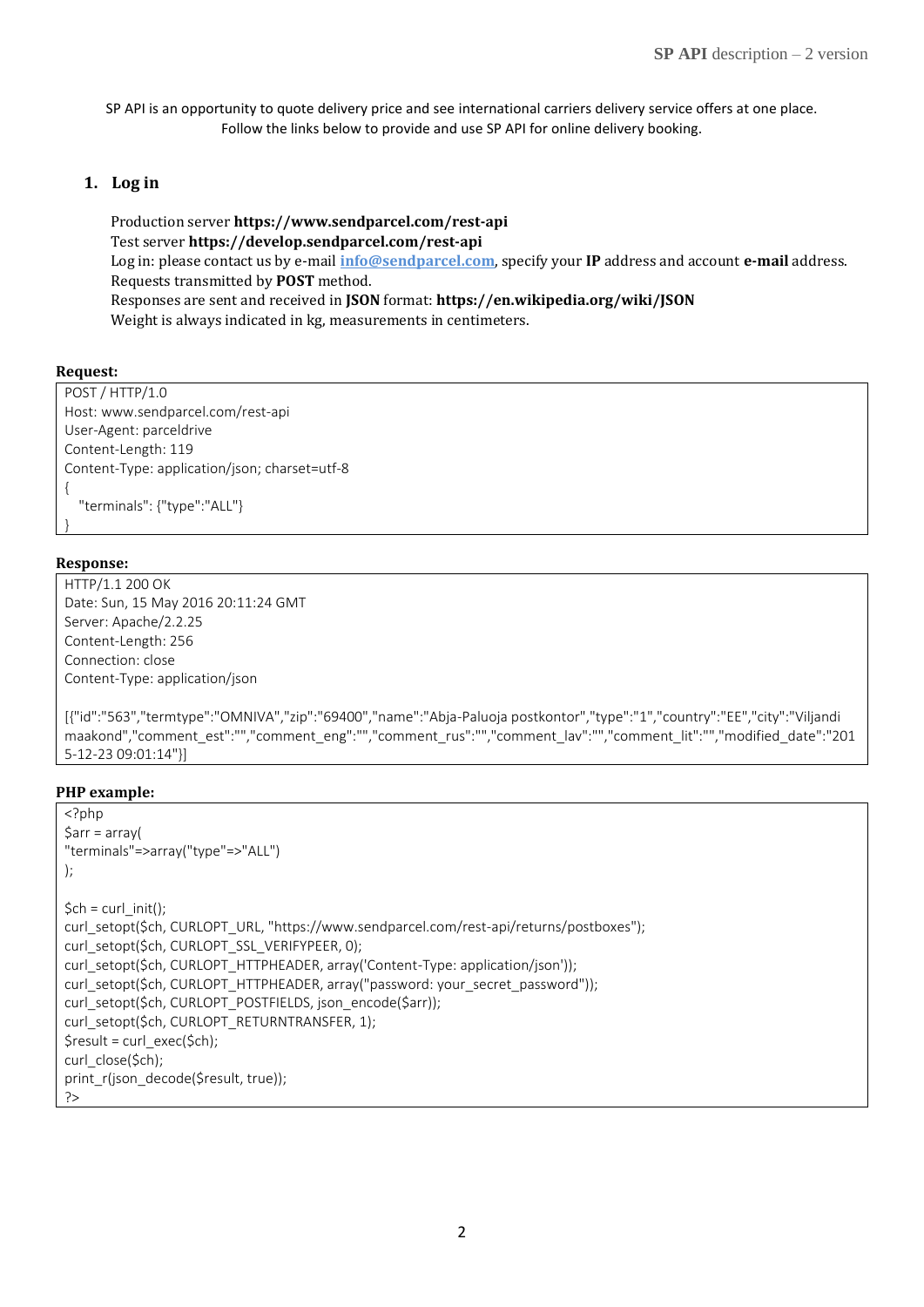SP API is an opportunity to quote delivery price and see international carriers delivery service offers at one place.
Follow the links below to provide and use SP API for online delivery booking.

## 1. Log in

Production server **https://www.sendparcel.com/rest-api**
Test server **https://develop.sendparcel.com/rest-api**
Log in: please contact us by e-mail **info@sendparcel.com**, specify your **IP** address and account **e-mail** address.
Requests transmitted by **POST** method.
Responses are sent and received in **JSON** format: **https://en.wikipedia.org/wiki/JSON**
Weight is always indicated in kg, measurements in centimeters.

**Request:**

```
POST / HTTP/1.0
Host: www.sendparcel.com/rest-api
User-Agent: parceldrive
Content-Length: 119
Content-Type: application/json; charset=utf-8
{
   "terminals": {"type":"ALL"}
}
```

**Response:**

```
HTTP/1.1 200 OK
Date: Sun, 15 May 2016 20:11:24 GMT
Server: Apache/2.2.25
Content-Length: 256
Connection: close
Content-Type: application/json

[{"id":"563","termtype":"OMNIVA","zip":"69400","name":"Abja-Paluoja postkontor","type":"1","country":"EE","city":"Viljandi maakond","comment_est":"","comment_eng":"","comment_rus":"","comment_lav":"","comment_lit":"","modified_date":"2015-12-23 09:01:14"}]
```

**PHP example:**

```php
<?php
$arr = array(
"terminals"=>array("type"=>"ALL")
);

$ch = curl_init();
curl_setopt($ch, CURLOPT_URL, "https://www.sendparcel.com/rest-api/returns/postboxes");
curl_setopt($ch, CURLOPT_SSL_VERIFYPEER, 0);
curl_setopt($ch, CURLOPT_HTTPHEADER, array('Content-Type: application/json'));
curl_setopt($ch, CURLOPT_HTTPHEADER, array("password: your_secret_password"));
curl_setopt($ch, CURLOPT_POSTFIELDS, json_encode($arr));
curl_setopt($ch, CURLOPT_RETURNTRANSFER, 1);
$result = curl_exec($ch);
curl_close($ch);
print_r(json_decode($result, true));
?>
```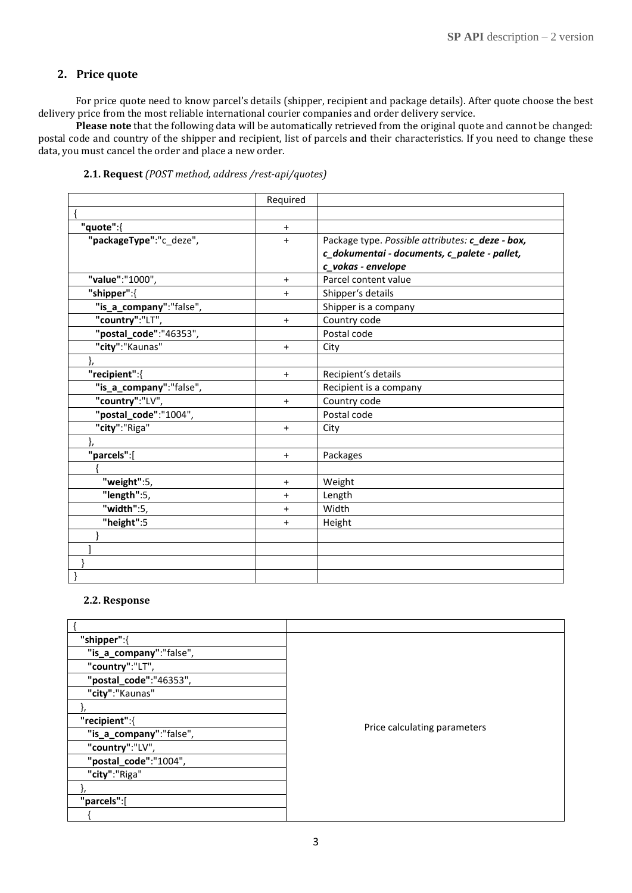## 2. Price quote

For price quote need to know parcel's details (shipper, recipient and package details). After quote choose the best delivery price from the most reliable international courier companies and order delivery service.

**Please note** that the following data will be automatically retrieved from the original quote and cannot be changed: postal code and country of the shipper and recipient, list of parcels and their characteristics. If you need to change these data, you must cancel the order and place a new order.

### 2.1. Request *(POST method, address /rest-api/quotes)*

| | Required | |
|---|---|---|
| { | | |
| **"quote"**:{ | + | |
| **"packageType"**:"c_deze", | + | Package type. *Possible attributes:* ***c_deze - box, c_dokumentai - documents, c_palete - pallet, c_vokas - envelope*** |
| **"value"**:"1000", | + | Parcel content value |
| **"shipper"**:{ | + | Shipper's details |
| **"is_a_company"**:"false", | | Shipper is a company |
| **"country"**:"LT", | + | Country code |
| **"postal_code"**:"46353", | | Postal code |
| **"city"**:"Kaunas" | + | City |
| }, | | |
| **"recipient"**:{ | + | Recipient's details |
| **"is_a_company"**:"false", | | Recipient is a company |
| **"country"**:"LV", | + | Country code |
| **"postal_code"**:"1004", | | Postal code |
| **"city"**:"Riga" | + | City |
| }, | | |
| **"parcels"**:[ | + | Packages |
| { | | |
| **"weight"**:5, | + | Weight |
| **"length"**:5, | + | Length |
| **"width"**:5, | + | Width |
| **"height"**:5 | + | Height |
| } | | |
| ] | | |
| } | | |
| } | | |

### 2.2. Response

| | |
|---|---|
| { | |
| **"shipper"**:{ | Price calculating parameters |
| **"is_a_company"**:"false", | |
| **"country"**:"LT", | |
| **"postal_code"**:"46353", | |
| **"city"**:"Kaunas" | |
| }, | |
| **"recipient"**:{ | |
| **"is_a_company"**:"false", | |
| **"country"**:"LV", | |
| **"postal_code"**:"1004", | |
| **"city"**:"Riga" | |
| }, | |
| **"parcels"**:[ | |
| { | |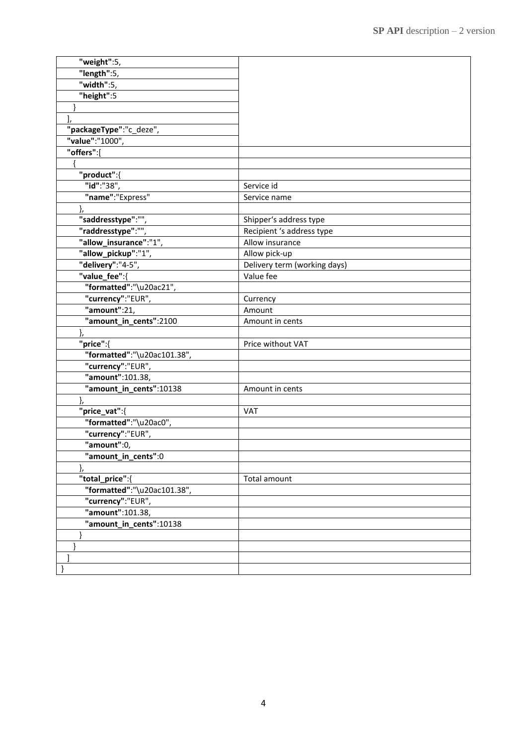| | |
|---|---|
| "weight":5, | |
| "length":5, | |
| "width":5, | |
| "height":5 | |
| } | |
| ], | |
| "packageType":"c_deze", | |
| "value":"1000", | |
| "offers":[ | |
| { | |
| "product":{ | |
| "id":"38", | Service id |
| "name":"Express" | Service name |
| }, | |
| "saddresstype":"", | Shipper's address type |
| "raddresstype":"", | Recipient 's address type |
| "allow_insurance":"1", | Allow insurance |
| "allow_pickup":"1", | Allow pick-up |
| "delivery":"4-5", | Delivery term (working days) |
| "value_fee":{ | Value fee |
| "formatted":"\u20ac21", | |
| "currency":"EUR", | Currency |
| "amount":21, | Amount |
| "amount_in_cents":2100 | Amount in cents |
| }, | |
| "price":{ | Price without VAT |
| "formatted":"\u20ac101.38", | |
| "currency":"EUR", | |
| "amount":101.38, | |
| "amount_in_cents":10138 | Amount in cents |
| }, | |
| "price_vat":{ | VAT |
| "formatted":"\u20ac0", | |
| "currency":"EUR", | |
| "amount":0, | |
| "amount_in_cents":0 | |
| }, | |
| "total_price":{ | Total amount |
| "formatted":"\u20ac101.38", | |
| "currency":"EUR", | |
| "amount":101.38, | |
| "amount_in_cents":10138 | |
| } | |
| } | |
| ] | |
| } | |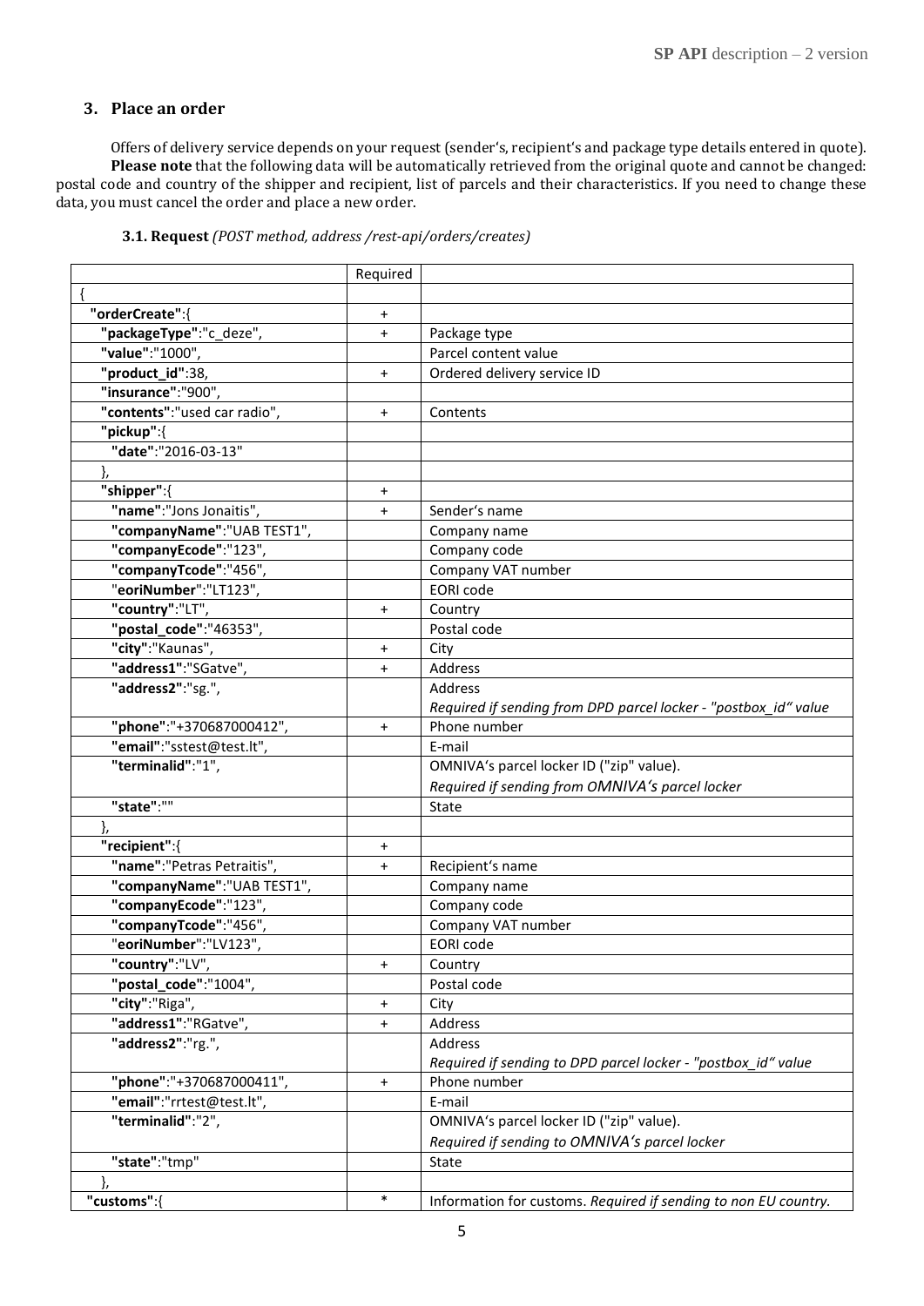## 3. Place an order

Offers of delivery service depends on your request (sender's, recipient's and package type details entered in quote).
**Please note** that the following data will be automatically retrieved from the original quote and cannot be changed: postal code and country of the shipper and recipient, list of parcels and their characteristics. If you need to change these data, you must cancel the order and place a new order.

### 3.1. Request *(POST method, address /rest-api/orders/creates)*

| | Required | |
|---|---|---|
| { | | |
| **"orderCreate"**:{ | + | |
| **"packageType"**:"c_deze", | + | Package type |
| **"value"**:"1000", | | Parcel content value |
| **"product_id"**:38, | + | Ordered delivery service ID |
| **"insurance"**:"900", | | |
| **"contents"**:"used car radio", | + | Contents |
| **"pickup"**:{ | | |
| **"date"**:"2016-03-13" | | |
| }, | | |
| **"shipper"**:{ | + | |
| **"name"**:"Jons Jonaitis", | + | Sender's name |
| **"companyName"**:"UAB TEST1", | | Company name |
| **"companyEcode"**:"123", | | Company code |
| **"companyTcode"**:"456", | | Company VAT number |
| "**eoriNumber**":"LT123", | | EORI code |
| **"country"**:"LT", | + | Country |
| **"postal_code"**:"46353", | | Postal code |
| **"city"**:"Kaunas", | + | City |
| **"address1"**:"SGatve", | + | Address |
| **"address2"**:"sg.", | | Address<br>*Required if sending from DPD parcel locker - "postbox_id" value* |
| **"phone"**:"+370687000412", | + | Phone number |
| **"email"**:"sstest@test.lt", | | E-mail |
| **"terminalid"**:"1", | | OMNIVA's parcel locker ID ("zip" value).<br>*Required if sending from OMNIVA's parcel locker* |
| **"state"**:"" | | State |
| }, | | |
| **"recipient"**:{ | + | |
| **"name"**:"Petras Petraitis", | + | Recipient's name |
| **"companyName"**:"UAB TEST1", | | Company name |
| **"companyEcode"**:"123", | | Company code |
| **"companyTcode"**:"456", | | Company VAT number |
| "**eoriNumber**":"LV123", | | EORI code |
| **"country"**:"LV", | + | Country |
| **"postal_code"**:"1004", | | Postal code |
| **"city"**:"Riga", | + | City |
| **"address1"**:"RGatve", | + | Address |
| **"address2"**:"rg.", | | Address<br>*Required if sending to DPD parcel locker - "postbox_id" value* |
| **"phone"**:"+370687000411", | + | Phone number |
| **"email"**:"rrtest@test.lt", | | E-mail |
| **"terminalid"**:"2", | | OMNIVA's parcel locker ID ("zip" value).<br>*Required if sending to OMNIVA's parcel locker* |
| **"state"**:"tmp" | | State |
| }, | | |
| **"customs"**:{ | * | Information for customs. *Required if sending to non EU country.* |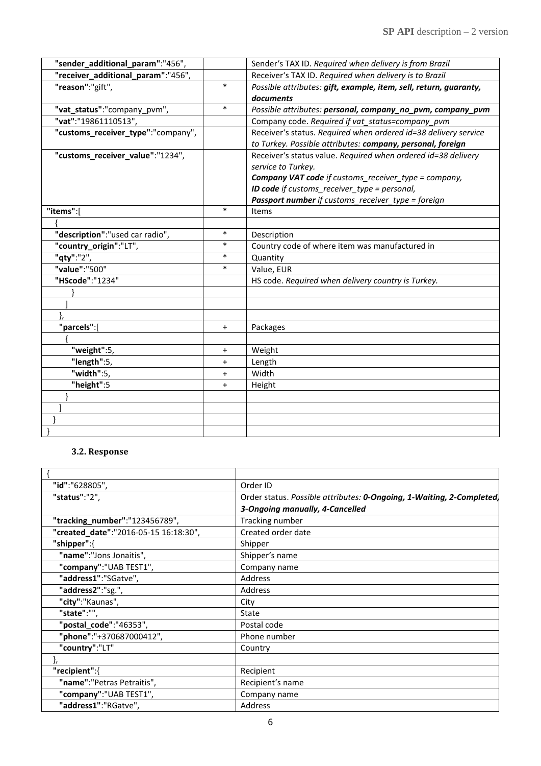| | | |
|---|---|---|
| "sender_additional_param":"456", | | Sender's TAX ID. *Required when delivery is from Brazil* |
| "receiver_additional_param":"456", | | Receiver's TAX ID. *Required when delivery is to Brazil* |
| "reason":"gift", | * | *Possible attributes: **gift, example, item, sell, return, guaranty, documents*** |
| "vat_status":"company_pvm", | * | *Possible attributes: **personal, company_no_pvm, company_pvm*** |
| "vat":"19861110513", | | Company code. *Required if vat_status=company_pvm* |
| "customs_receiver_type":"company", | | Receiver's status. *Required when ordered id=38 delivery service to Turkey. Possible attributes: **company, personal, foreign*** |
| "customs_receiver_value":"1234", | | Receiver's status value. *Required when ordered id=38 delivery service to Turkey.* ***Company VAT code** if customs_receiver_type = company,* ***ID code** if customs_receiver_type = personal,* ***Passport number** if customs_receiver_type = foreign* |
| "items":[ | * | Items |
| { | | |
| "description":"used car radio", | * | Description |
| "country_origin":"LT", | * | Country code of where item was manufactured in |
| "qty":"2", | * | Quantity |
| "value":"500" | * | Value, EUR |
| "HScode":"1234" | | HS code. *Required when delivery country is Turkey.* |
| } | | |
| ] | | |
| }, | | |
| "parcels":[ | + | Packages |
| { | | |
| "weight":5, | + | Weight |
| "length":5, | + | Length |
| "width":5, | + | Width |
| "height":5 | + | Height |
| } | | |
| ] | | |
| } | | |
| } | | |

### 3.2. Response

| | |
|---|---|
| { | |
| "id":"628805", | Order ID |
| "status":"2", | Order status. *Possible attributes: **0-Ongoing, 1-Waiting, 2-Completed, 3-Ongoing manually, 4-Cancelled*** |
| "tracking_number":"123456789", | Tracking number |
| "created_date":"2016-05-15 16:18:30", | Created order date |
| "shipper":{ | Shipper |
| "name":"Jons Jonaitis", | Shipper's name |
| "company":"UAB TEST1", | Company name |
| "address1":"SGatve", | Address |
| "address2":"sg.", | Address |
| "city":"Kaunas", | City |
| "state":"", | State |
| "postal_code":"46353", | Postal code |
| "phone":"+370687000412", | Phone number |
| "country":"LT" | Country |
| }, | |
| "recipient":{ | Recipient |
| "name":"Petras Petraitis", | Recipient's name |
| "company":"UAB TEST1", | Company name |
| "address1":"RGatve", | Address |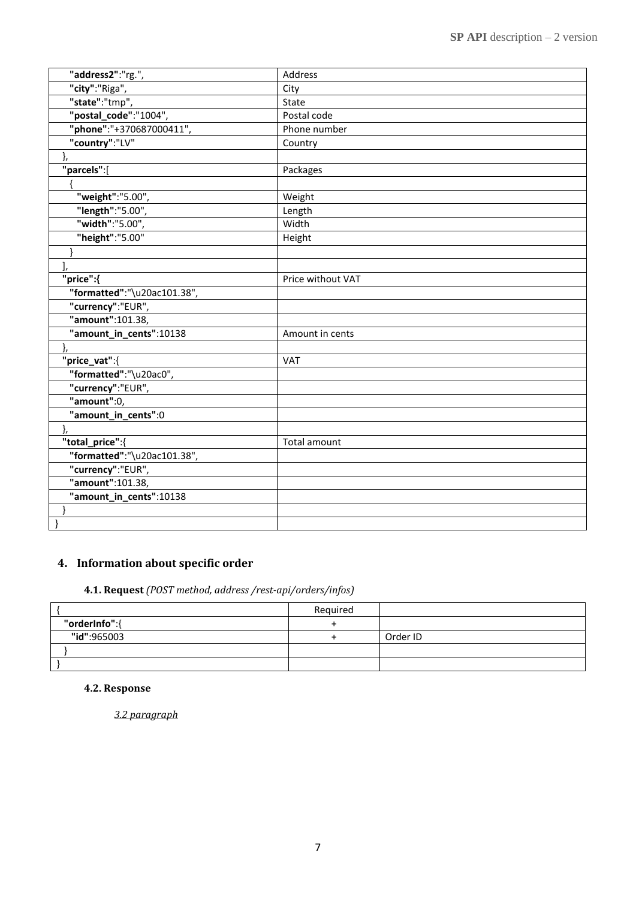| | |
|---|---|
| **"address2"**:"rg.", | Address |
| **"city"**:"Riga", | City |
| **"state"**:"tmp", | State |
| **"postal_code"**:"1004", | Postal code |
| **"phone"**:"+370687000411", | Phone number |
| **"country"**:"LV" | Country |
| }, | |
| **"parcels"**:[ | Packages |
| { | |
| **"weight"**:"5.00", | Weight |
| **"length"**:"5.00", | Length |
| **"width"**:"5.00", | Width |
| **"height"**:"5.00" | Height |
| } | |
| ], | |
| **"price":{** | Price without VAT |
| **"formatted"**:"\u20ac101.38", | |
| **"currency"**:"EUR", | |
| **"amount"**:101.38, | |
| **"amount_in_cents"**:10138 | Amount in cents |
| }, | |
| **"price_vat"**:{ | VAT |
| **"formatted"**:"\u20ac0", | |
| **"currency"**:"EUR", | |
| **"amount"**:0, | |
| **"amount_in_cents"**:0 | |
| }, | |
| **"total_price"**:{ | Total amount |
| **"formatted"**:"\u20ac101.38", | |
| **"currency"**:"EUR", | |
| **"amount"**:101.38, | |
| **"amount_in_cents"**:10138 | |
| } | |
| } | |

## 4. Information about specific order

### 4.1. Request *(POST method, address /rest-api/orders/infos)*

| { | Required | |
|---|---|---|
| **"orderInfo"**:{ | + | |
| **"id"**:965003 | + | Order ID |
| } | | |
| } | | |

### 4.2. Response

*3.2 paragraph*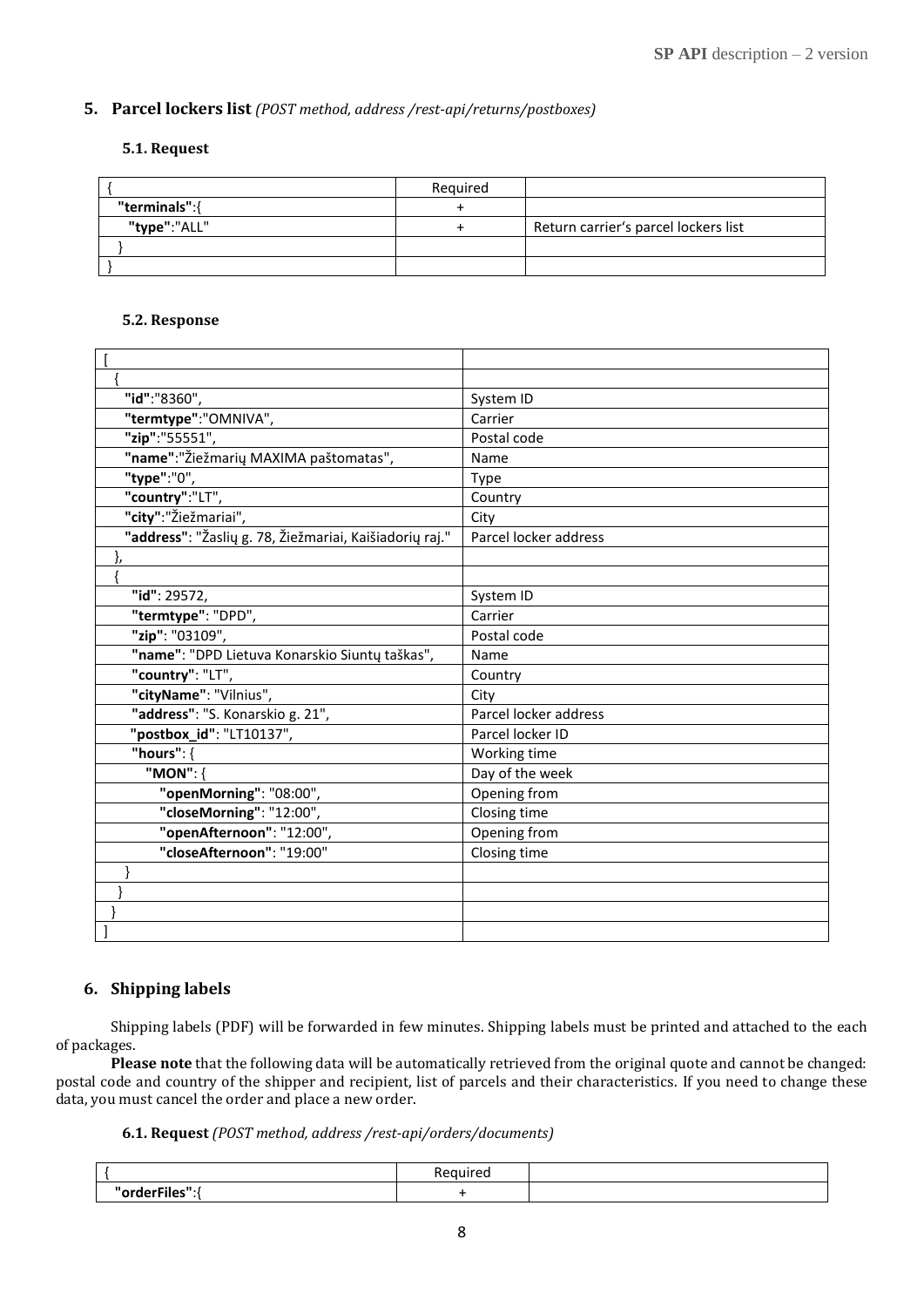## 5. Parcel lockers list *(POST method, address /rest-api/returns/postboxes)*

### 5.1. Request

| { | Required | |
|---|---|---|
| **"terminals"**:{ | + | |
| **"type"**:"ALL" | + | Return carrier's parcel lockers list |
| } | | |
| } | | |

### 5.2. Response

| [ | |
|---|---|
| { | |
| **"id"**:"8360", | System ID |
| **"termtype"**:"OMNIVA", | Carrier |
| **"zip"**:"55551", | Postal code |
| **"name"**:"Žiežmarių MAXIMA paštomatas", | Name |
| **"type"**:"0", | Type |
| **"country"**:"LT", | Country |
| **"city"**:"Žiežmariai", | City |
| **"address"**: "Žaslių g. 78, Žiežmariai, Kaišiadorių raj." | Parcel locker address |
| }, | |
| { | |
| **"id"**: 29572, | System ID |
| **"termtype"**: "DPD", | Carrier |
| **"zip"**: "03109", | Postal code |
| **"name"**: "DPD Lietuva Konarskio Siuntų taškas", | Name |
| **"country"**: "LT", | Country |
| **"cityName"**: "Vilnius", | City |
| **"address"**: "S. Konarskio g. 21", | Parcel locker address |
| **"postbox_id"**: "LT10137", | Parcel locker ID |
| **"hours"**: { | Working time |
| **"MON"**: { | Day of the week |
| **"openMorning"**: "08:00", | Opening from |
| **"closeMorning"**: "12:00", | Closing time |
| **"openAfternoon"**: "12:00", | Opening from |
| **"closeAfternoon"**: "19:00" | Closing time |
| } | |
| } | |
| } | |
| ] | |

## 6. Shipping labels

Shipping labels (PDF) will be forwarded in few minutes. Shipping labels must be printed and attached to the each of packages.

**Please note** that the following data will be automatically retrieved from the original quote and cannot be changed: postal code and country of the shipper and recipient, list of parcels and their characteristics. If you need to change these data, you must cancel the order and place a new order.

### 6.1. Request *(POST method, address /rest-api/orders/documents)*

| { | Required | |
|---|---|---|
| **"orderFiles"**:{ | + | |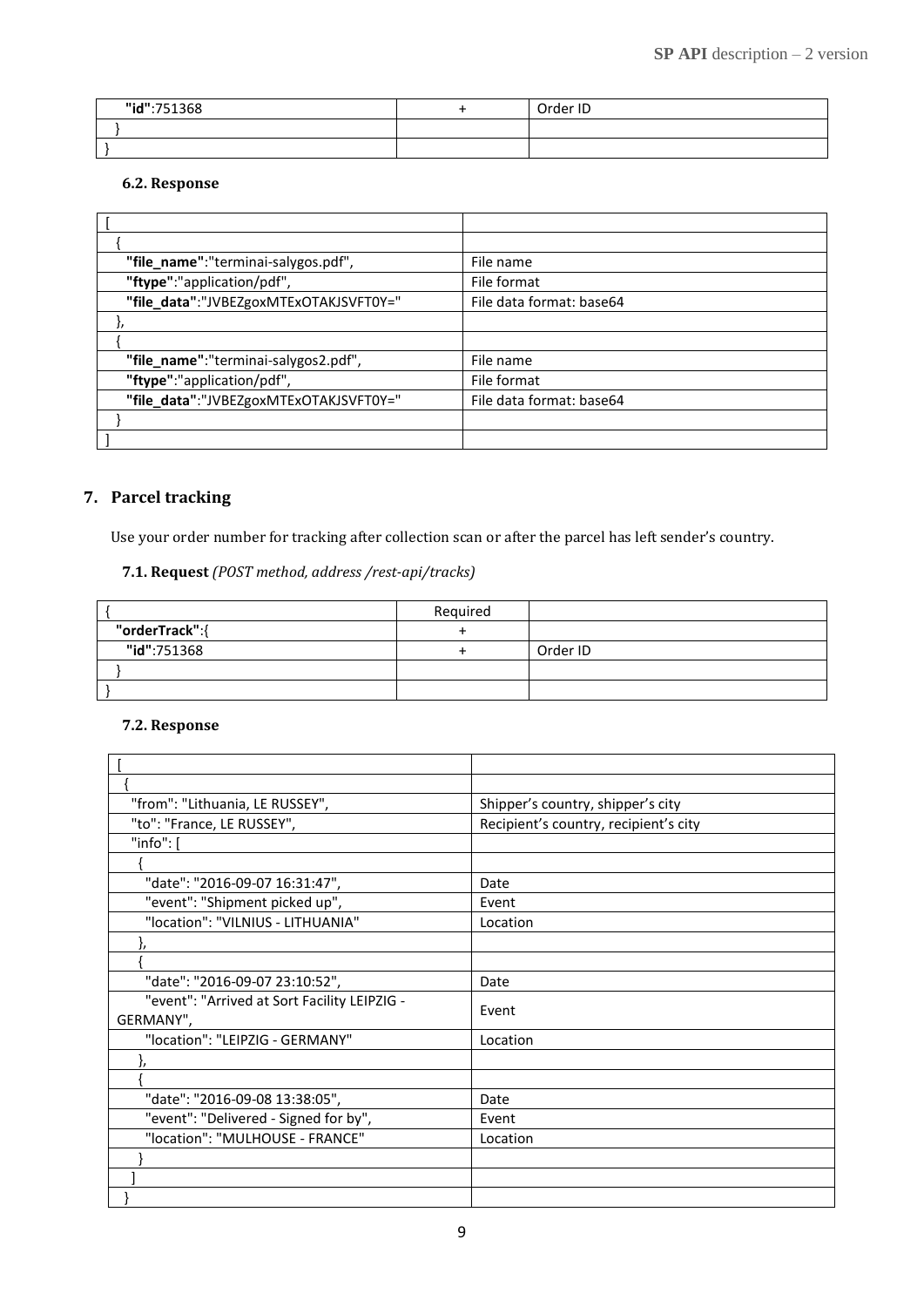| "id":751368 | + | Order ID |
| --- | --- | --- |
| } | | |
| } | | |

### 6.2. Response

| [ | |
| --- | --- |
| { | |
| "file_name":"terminai-salygos.pdf", | File name |
| "ftype":"application/pdf", | File format |
| "file_data":"JVBERgoxMTExOTAKJSVFT0Y=" | File data format: base64 |
| }, | |
| { | |
| "file_name":"terminai-salygos2.pdf", | File name |
| "ftype":"application/pdf", | File format |
| "file_data":"JVBERgoxMTExOTAKJSVFT0Y=" | File data format: base64 |
| } | |
| ] | |

## 7. Parcel tracking

Use your order number for tracking after collection scan or after the parcel has left sender's country.

### 7.1. Request *(POST method, address /rest-api/tracks)*

| { | Required | |
| --- | --- | --- |
| "orderTrack":{ | + | |
| "id":751368 | + | Order ID |
| } | | |
| } | | |

### 7.2. Response

| [ | |
| --- | --- |
| { | |
| "from": "Lithuania, LE RUSSEY", | Shipper's country, shipper's city |
| "to": "France, LE RUSSEY", | Recipient's country, recipient's city |
| "info": [ | |
| { | |
| "date": "2016-09-07 16:31:47", | Date |
| "event": "Shipment picked up", | Event |
| "location": "VILNIUS - LITHUANIA" | Location |
| }, | |
| { | |
| "date": "2016-09-07 23:10:52", | Date |
| "event": "Arrived at Sort Facility LEIPZIG - GERMANY", | Event |
| "location": "LEIPZIG - GERMANY" | Location |
| }, | |
| { | |
| "date": "2016-09-08 13:38:05", | Date |
| "event": "Delivered - Signed for by", | Event |
| "location": "MULHOUSE - FRANCE" | Location |
| } | |
| ] | |
| } | |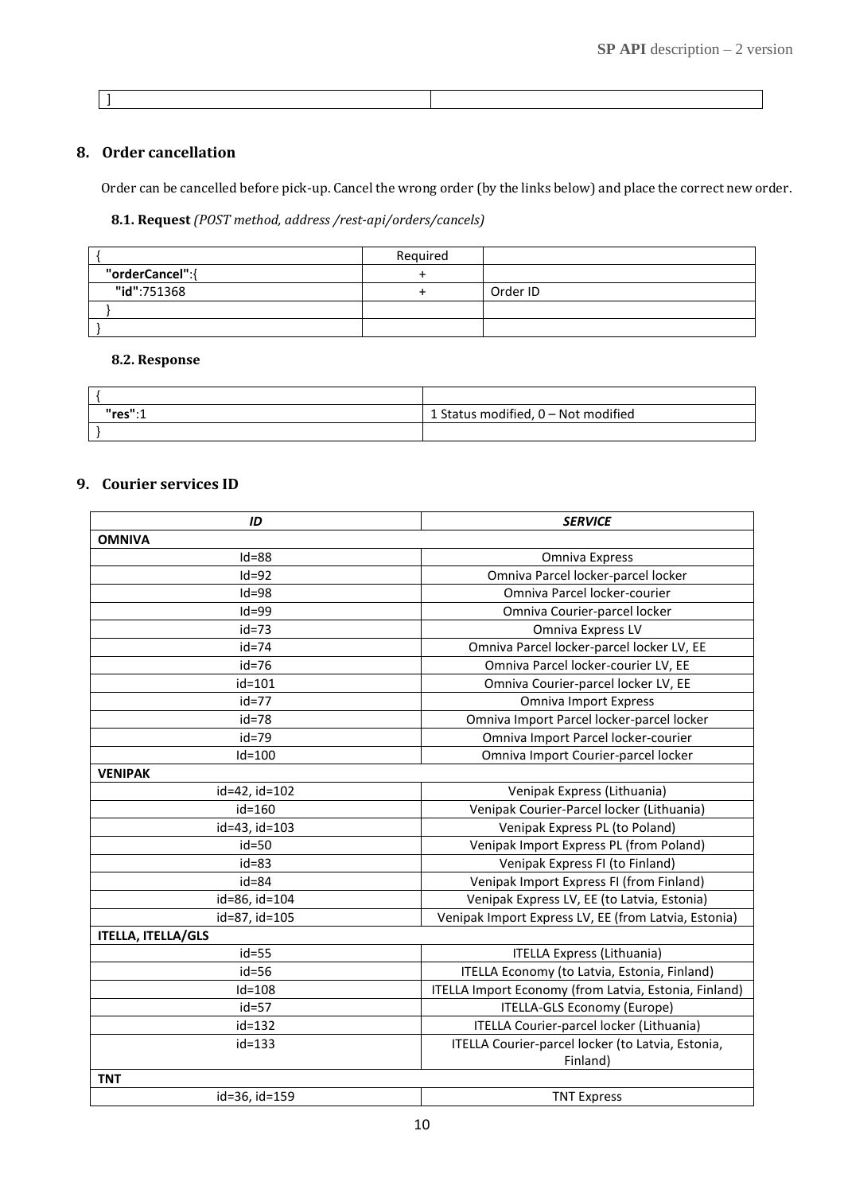| ] | |
|---|---|

## 8. Order cancellation

Order can be cancelled before pick-up. Cancel the wrong order (by the links below) and place the correct new order.

### 8.1. Request *(POST method, address /rest-api/orders/cancels)*

| { | Required | |
|---|---|---|
| **"orderCancel"**:{ | + | |
| **"id"**:751368 | + | Order ID |
| } | | |
| } | | |

### 8.2. Response

| { | |
|---|---|
| **"res"**:1 | 1 Status modified, 0 – Not modified |
| } | |

## 9. Courier services ID

| *ID* | *SERVICE* |
|---|---|
| **OMNIVA** | |
| Id=88 | Omniva Express |
| Id=92 | Omniva Parcel locker-parcel locker |
| Id=98 | Omniva Parcel locker-courier |
| Id=99 | Omniva Courier-parcel locker |
| id=73 | Omniva Express LV |
| id=74 | Omniva Parcel locker-parcel locker LV, EE |
| id=76 | Omniva Parcel locker-courier LV, EE |
| id=101 | Omniva Courier-parcel locker LV, EE |
| id=77 | Omniva Import Express |
| id=78 | Omniva Import Parcel locker-parcel locker |
| id=79 | Omniva Import Parcel locker-courier |
| Id=100 | Omniva Import Courier-parcel locker |
| **VENIPAK** | |
| id=42, id=102 | Venipak Express (Lithuania) |
| id=160 | Venipak Courier-Parcel locker (Lithuania) |
| id=43, id=103 | Venipak Express PL (to Poland) |
| id=50 | Venipak Import Express PL (from Poland) |
| id=83 | Venipak Express FI (to Finland) |
| id=84 | Venipak Import Express FI (from Finland) |
| id=86, id=104 | Venipak Express LV, EE (to Latvia, Estonia) |
| id=87, id=105 | Venipak Import Express LV, EE (from Latvia, Estonia) |
| **ITELLA, ITELLA/GLS** | |
| id=55 | ITELLA Express (Lithuania) |
| id=56 | ITELLA Economy (to Latvia, Estonia, Finland) |
| Id=108 | ITELLA Import Economy (from Latvia, Estonia, Finland) |
| id=57 | ITELLA-GLS Economy (Europe) |
| id=132 | ITELLA Courier-parcel locker (Lithuania) |
| id=133 | ITELLA Courier-parcel locker (to Latvia, Estonia, Finland) |
| **TNT** | |
| id=36, id=159 | TNT Express |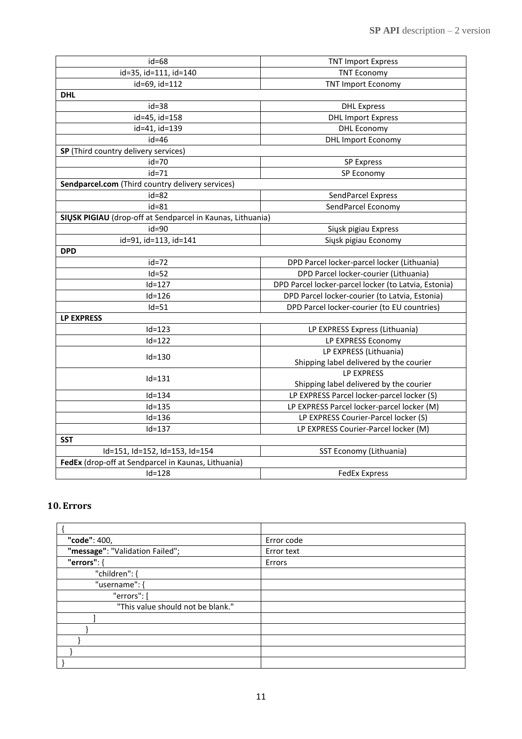| | |
|---|---|
| id=68 | TNT Import Express |
| id=35, id=111, id=140 | TNT Economy |
| id=69, id=112 | TNT Import Economy |
| **DHL** | |
| id=38 | DHL Express |
| id=45, id=158 | DHL Import Express |
| id=41, id=139 | DHL Economy |
| id=46 | DHL Import Economy |
| **SP** (Third country delivery services) | |
| id=70 | SP Express |
| id=71 | SP Economy |
| **Sendparcel.com** (Third country delivery services) | |
| id=82 | SendParcel Express |
| id=81 | SendParcel Economy |
| **SIŲSK PIGIAU** (drop-off at Sendparcel in Kaunas, Lithuania) | |
| id=90 | Siųsk pigiau Express |
| id=91, id=113, id=141 | Siųsk pigiau Economy |
| **DPD** | |
| id=72 | DPD Parcel locker-parcel locker (Lithuania) |
| Id=52 | DPD Parcel locker-courier (Lithuania) |
| Id=127 | DPD Parcel locker-parcel locker (to Latvia, Estonia) |
| Id=126 | DPD Parcel locker-courier (to Latvia, Estonia) |
| Id=51 | DPD Parcel locker-courier (to EU countries) |
| **LP EXPRESS** | |
| Id=123 | LP EXPRESS Express (Lithuania) |
| Id=122 | LP EXPRESS Economy |
| Id=130 | LP EXPRESS (Lithuania)<br>Shipping label delivered by the courier |
| Id=131 | LP EXPRESS<br>Shipping label delivered by the courier |
| Id=134 | LP EXPRESS Parcel locker-parcel locker (S) |
| Id=135 | LP EXPRESS Parcel locker-parcel locker (M) |
| Id=136 | LP EXPRESS Courier-Parcel locker (S) |
| Id=137 | LP EXPRESS Courier-Parcel locker (M) |
| **SST** | |
| Id=151, Id=152, Id=153, Id=154 | SST Economy (Lithuania) |
| **FedEx** (drop-off at Sendparcel in Kaunas, Lithuania) | |
| Id=128 | FedEx Express |

## 10. Errors

| | |
|---|---|
| { | |
| **"code"**: 400, | Error code |
| **"message"**: "Validation Failed"; | Error text |
| **"errors"**: { | Errors |
| "children": { | |
| "username": { | |
| "errors": [ | |
| "This value should not be blank." | |
| ] | |
| } | |
| } | |
| } | |
| } | |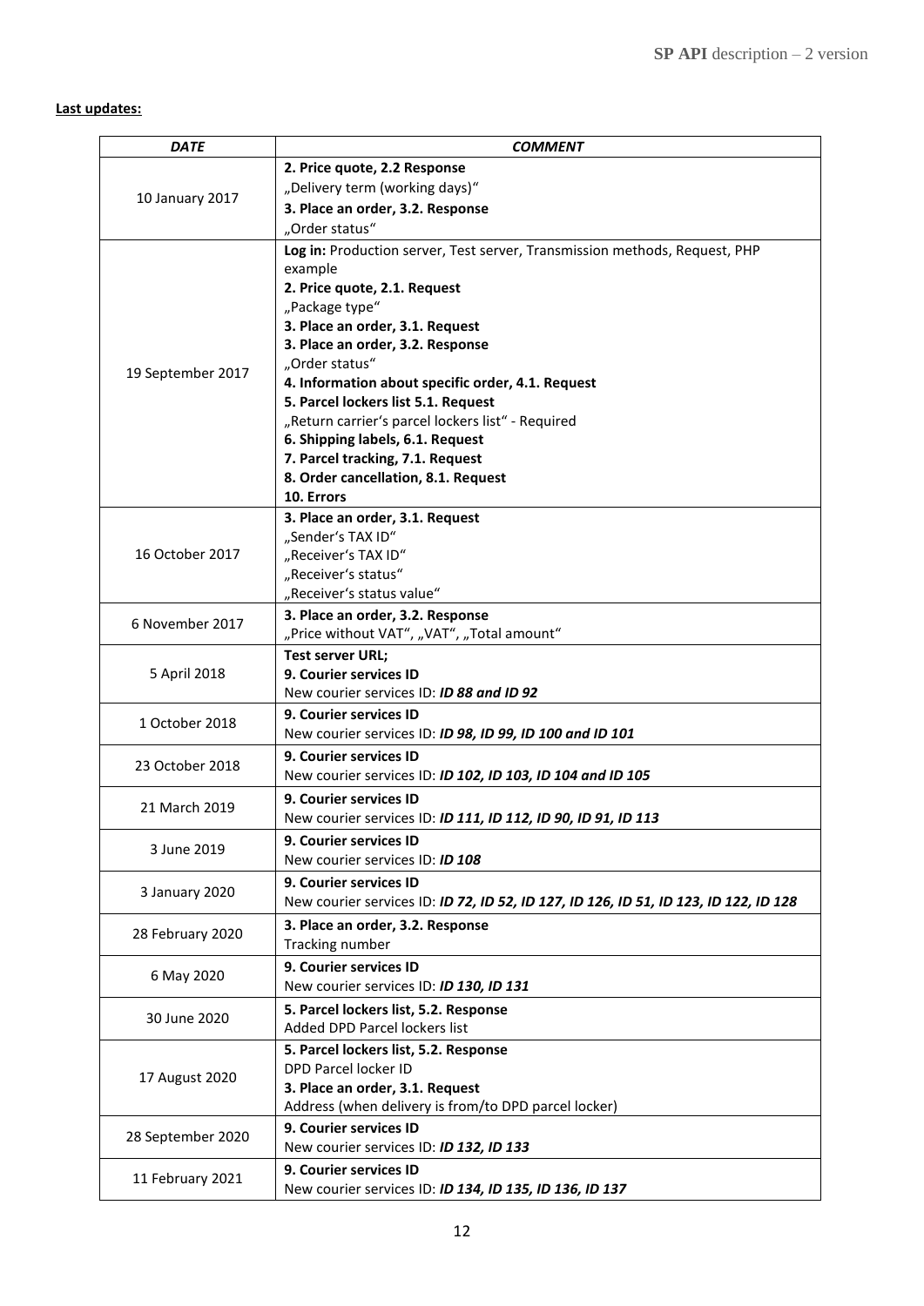**Last updates:**

| *DATE* | *COMMENT* |
|---|---|
| 10 January 2017 | **2. Price quote, 2.2 Response**<br>„Delivery term (working days)"<br>**3. Place an order, 3.2. Response**<br>„Order status" |
| 19 September 2017 | **Log in:** Production server, Test server, Transmission methods, Request, PHP example<br>**2. Price quote, 2.1. Request**<br>„Package type"<br>**3. Place an order, 3.1. Request**<br>**3. Place an order, 3.2. Response**<br>„Order status"<br>**4. Information about specific order, 4.1. Request**<br>**5. Parcel lockers list 5.1. Request**<br>„Return carrier's parcel lockers list" - Required<br>**6. Shipping labels, 6.1. Request**<br>**7. Parcel tracking, 7.1. Request**<br>**8. Order cancellation, 8.1. Request**<br>**10. Errors** |
| 16 October 2017 | **3. Place an order, 3.1. Request**<br>„Sender's TAX ID"<br>„Receiver's TAX ID"<br>„Receiver's status"<br>„Receiver's status value" |
| 6 November 2017 | **3. Place an order, 3.2. Response**<br>„Price without VAT", „VAT", „Total amount" |
| 5 April 2018 | **Test server URL;**<br>**9. Courier services ID**<br>New courier services ID: ***ID 88 and ID 92*** |
| 1 October 2018 | **9. Courier services ID**<br>New courier services ID: ***ID 98, ID 99, ID 100 and ID 101*** |
| 23 October 2018 | **9. Courier services ID**<br>New courier services ID: ***ID 102, ID 103, ID 104 and ID 105*** |
| 21 March 2019 | **9. Courier services ID**<br>New courier services ID: ***ID 111, ID 112, ID 90, ID 91, ID 113*** |
| 3 June 2019 | **9. Courier services ID**<br>New courier services ID: ***ID 108*** |
| 3 January 2020 | **9. Courier services ID**<br>New courier services ID: ***ID 72, ID 52, ID 127, ID 126, ID 51, ID 123, ID 122, ID 128*** |
| 28 February 2020 | **3. Place an order, 3.2. Response**<br>Tracking number |
| 6 May 2020 | **9. Courier services ID**<br>New courier services ID: ***ID 130, ID 131*** |
| 30 June 2020 | **5. Parcel lockers list, 5.2. Response**<br>Added DPD Parcel lockers list |
| 17 August 2020 | **5. Parcel lockers list, 5.2. Response**<br>DPD Parcel locker ID<br>**3. Place an order, 3.1. Request**<br>Address (when delivery is from/to DPD parcel locker) |
| 28 September 2020 | **9. Courier services ID**<br>New courier services ID: ***ID 132, ID 133*** |
| 11 February 2021 | **9. Courier services ID**<br>New courier services ID: ***ID 134, ID 135, ID 136, ID 137*** |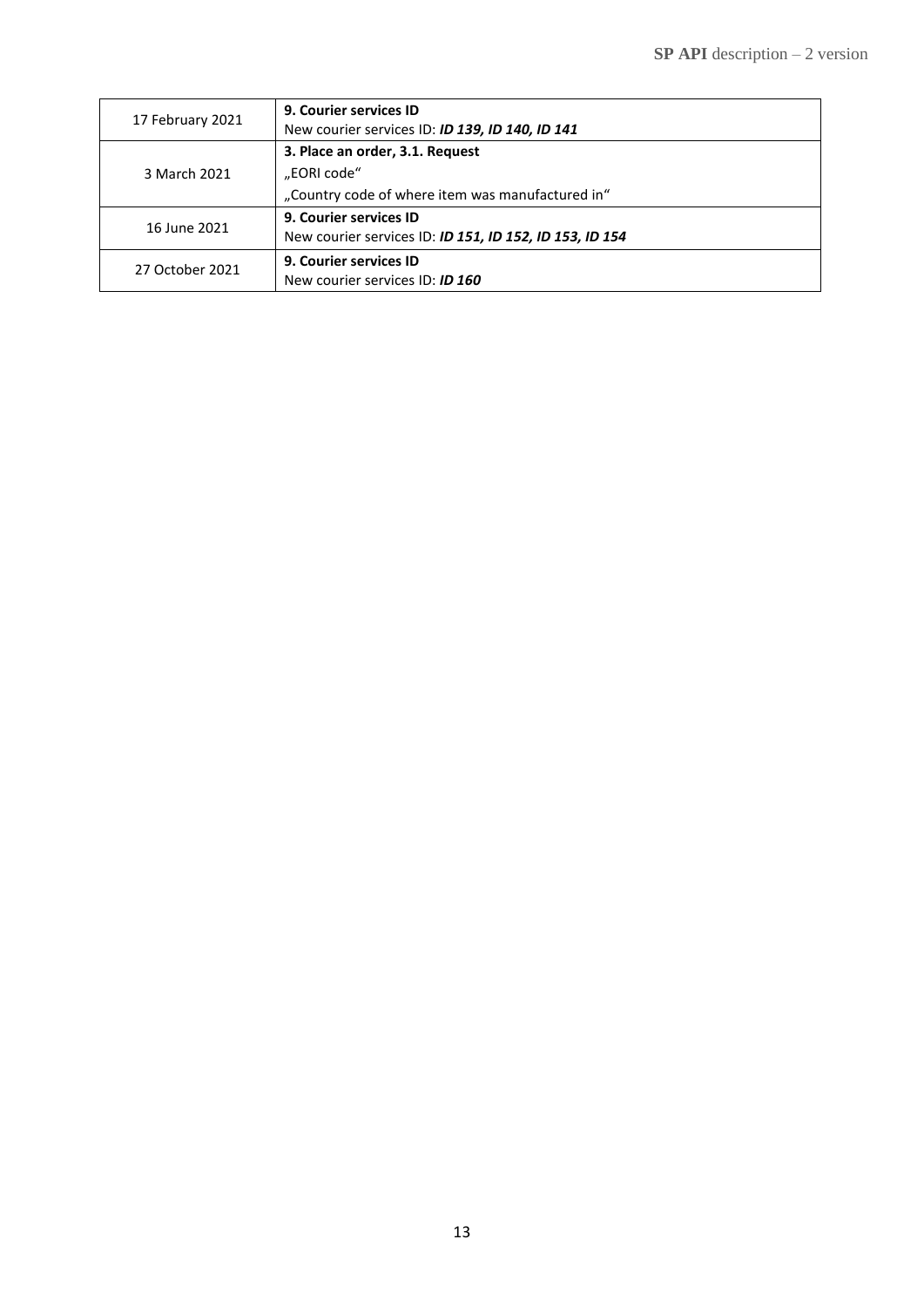| | |
|---|---|
| 17 February 2021 | **9. Courier services ID**<br>New courier services ID: ***ID 139, ID 140, ID 141*** |
| 3 March 2021 | **3. Place an order, 3.1. Request**<br>„EORI code“<br>„Country code of where item was manufactured in“ |
| 16 June 2021 | **9. Courier services ID**<br>New courier services ID: ***ID 151, ID 152, ID 153, ID 154*** |
| 27 October 2021 | **9. Courier services ID**<br>New courier services ID: ***ID 160*** |